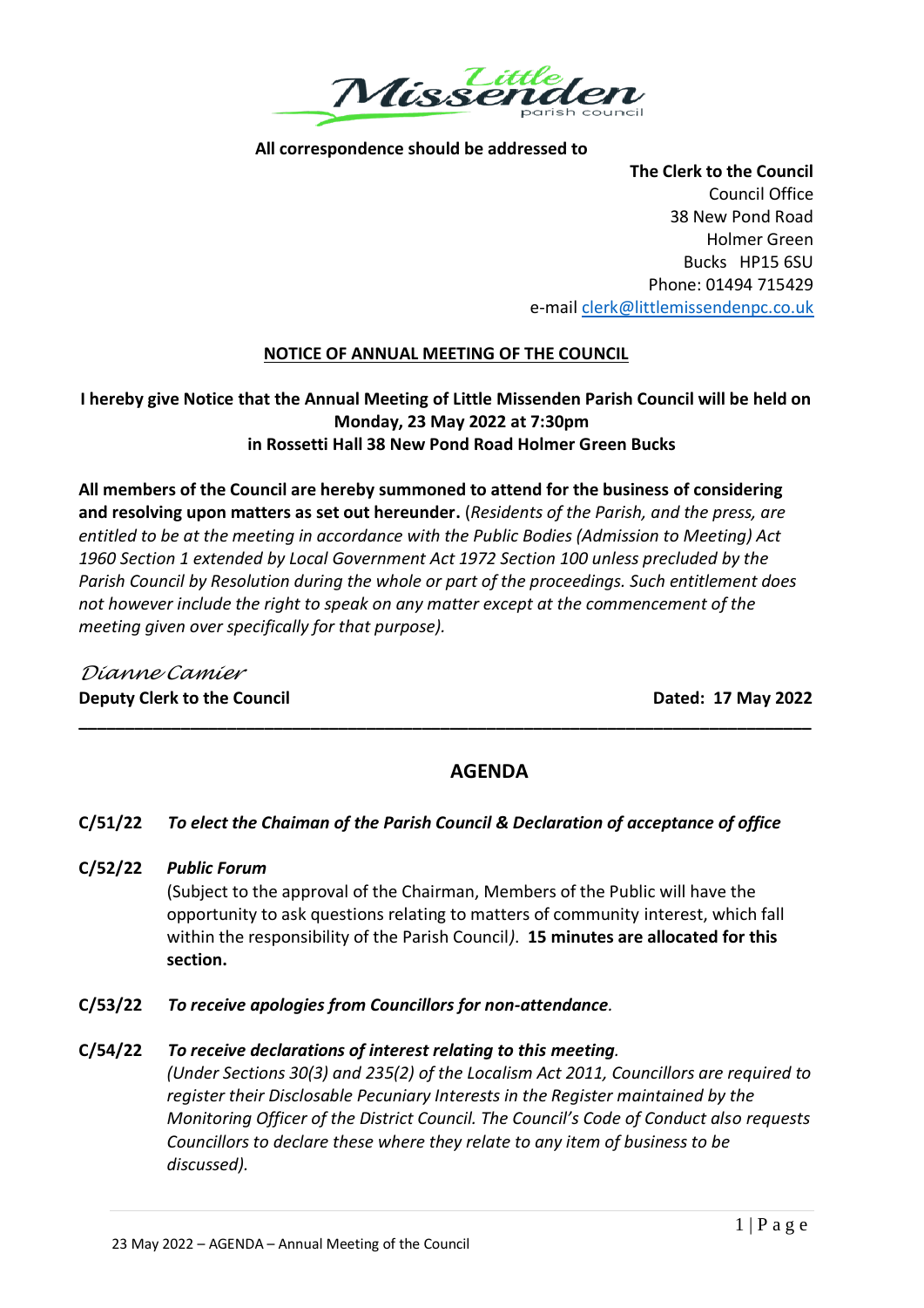All correspondence should be addressed to

**The Clerk to the Council**
Council Office
38 New Pond Road
Holmer Green
Bucks HP15 6SU
Phone: 01494 715429
e-mail clerk@littlemissendenpc.co.uk

## NOTICE OF ANNUAL MEETING OF THE COUNCIL

**I hereby give Notice that the Annual Meeting of Little Missenden Parish Council will be held on Monday, 23 May 2022 at 7:30pm in Rossetti Hall 38 New Pond Road Holmer Green Bucks**

**All members of the Council are hereby summoned to attend for the business of considering and resolving upon matters as set out hereunder.** (*Residents of the Parish, and the press, are entitled to be at the meeting in accordance with the Public Bodies (Admission to Meeting) Act 1960 Section 1 extended by Local Government Act 1972 Section 100 unless precluded by the Parish Council by Resolution during the whole or part of the proceedings. Such entitlement does not however include the right to speak on any matter except at the commencement of the meeting given over specifically for that purpose).*

*Dianne Camier*
**Deputy Clerk to the Council** **Dated: 17 May 2022**

---

## AGENDA

**C/51/22** ***To elect the Chaiman of the Parish Council & Declaration of acceptance of office***

**C/52/22** ***Public Forum***
(Subject to the approval of the Chairman, Members of the Public will have the opportunity to ask questions relating to matters of community interest, which fall within the responsibility of the Parish Council*)*. **15 minutes are allocated for this section.**

**C/53/22** ***To receive apologies from Councillors for non-attendance.***

**C/54/22** ***To receive declarations of interest relating to this meeting.***
*(Under Sections 30(3) and 235(2) of the Localism Act 2011, Councillors are required to register their Disclosable Pecuniary Interests in the Register maintained by the Monitoring Officer of the District Council. The Council's Code of Conduct also requests Councillors to declare these where they relate to any item of business to be discussed).*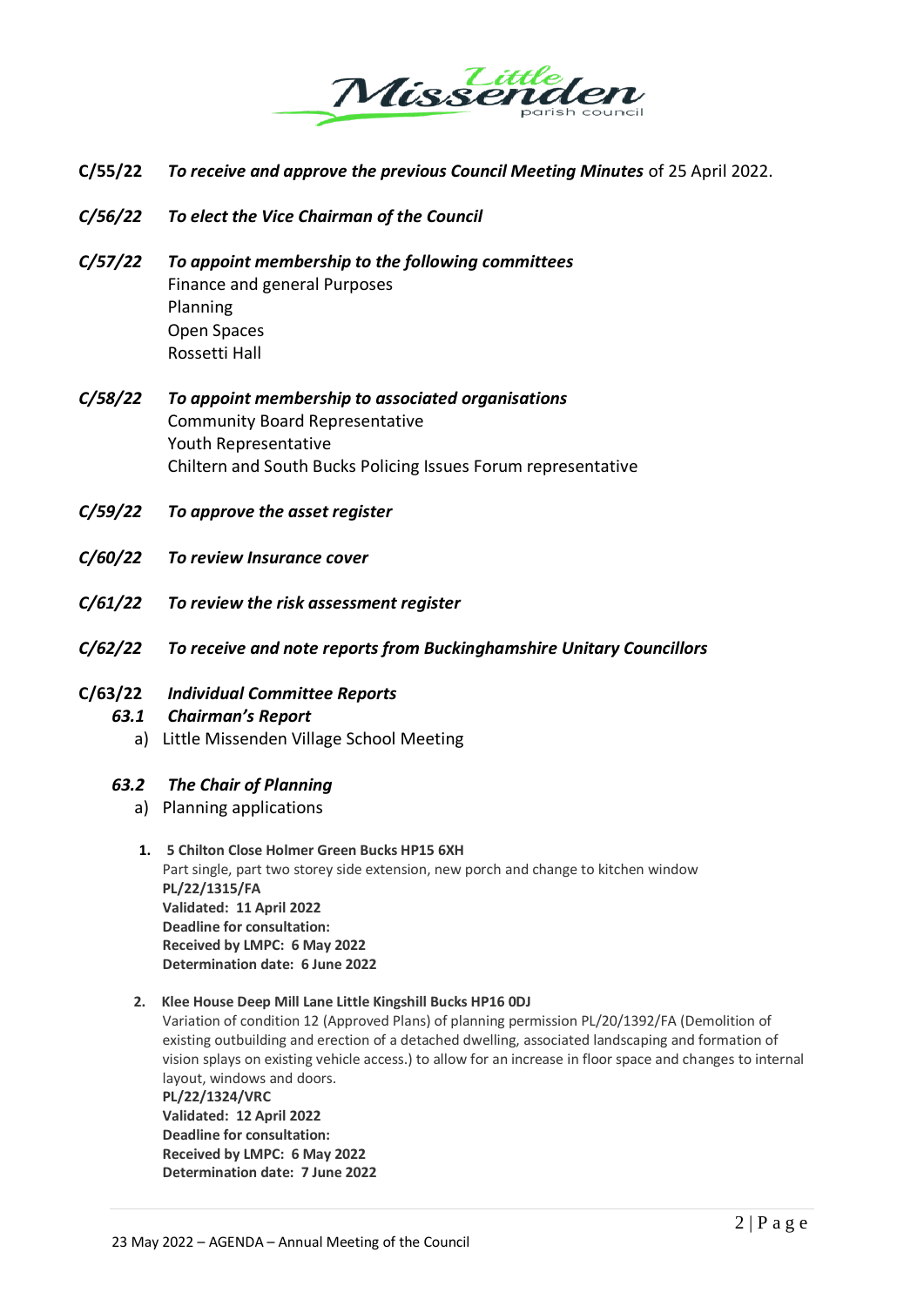**C/55/22** ***To receive and approve the previous Council Meeting Minutes*** of 25 April 2022.

***C/56/22*** ***To elect the Vice Chairman of the Council***

***C/57/22*** ***To appoint membership to the following committees***
Finance and general Purposes
Planning
Open Spaces
Rossetti Hall

***C/58/22*** ***To appoint membership to associated organisations***
Community Board Representative
Youth Representative
Chiltern and South Bucks Policing Issues Forum representative

***C/59/22*** ***To approve the asset register***

***C/60/22*** ***To review Insurance cover***

***C/61/22*** ***To review the risk assessment register***

***C/62/22*** ***To receive and note reports from Buckinghamshire Unitary Councillors***

**C/63/22** ***Individual Committee Reports***

***63.1*** ***Chairman's Report***

a) Little Missenden Village School Meeting

***63.2*** ***The Chair of Planning***

a) Planning applications

1. **5 Chilton Close Holmer Green Bucks HP15 6XH**
   Part single, part two storey side extension, new porch and change to kitchen window
   **PL/22/1315/FA**
   **Validated: 11 April 2022**
   **Deadline for consultation:**
   **Received by LMPC: 6 May 2022**
   **Determination date: 6 June 2022**

2. **Klee House Deep Mill Lane Little Kingshill Bucks HP16 0DJ**
   Variation of condition 12 (Approved Plans) of planning permission PL/20/1392/FA (Demolition of existing outbuilding and erection of a detached dwelling, associated landscaping and formation of vision splays on existing vehicle access.) to allow for an increase in floor space and changes to internal layout, windows and doors.
   **PL/22/1324/VRC**
   **Validated: 12 April 2022**
   **Deadline for consultation:**
   **Received by LMPC: 6 May 2022**
   **Determination date: 7 June 2022**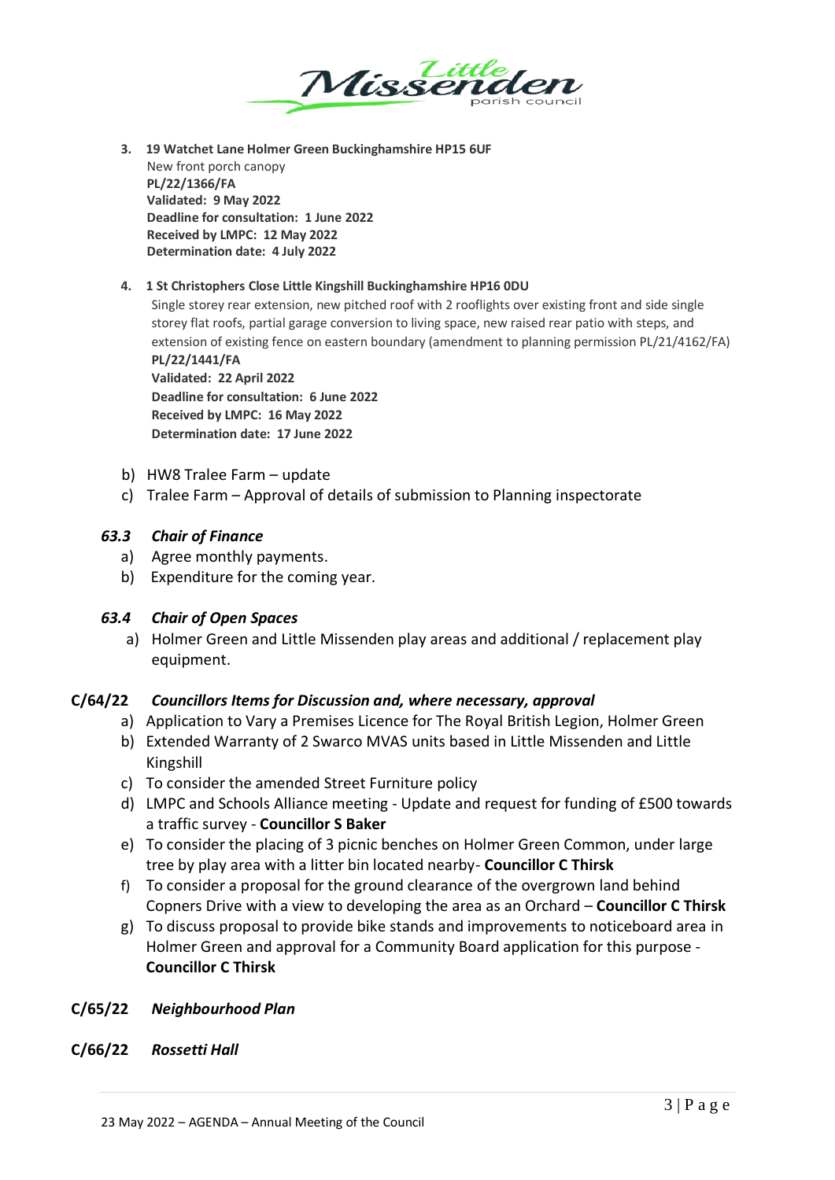3. **19 Watchet Lane Holmer Green Buckinghamshire HP15 6UF**
   New front porch canopy
   **PL/22/1366/FA**
   **Validated: 9 May 2022**
   **Deadline for consultation: 1 June 2022**
   **Received by LMPC: 12 May 2022**
   **Determination date: 4 July 2022**

4. **1 St Christophers Close Little Kingshill Buckinghamshire HP16 0DU**
   Single storey rear extension, new pitched roof with 2 rooflights over existing front and side single storey flat roofs, partial garage conversion to living space, new raised rear patio with steps, and extension of existing fence on eastern boundary (amendment to planning permission PL/21/4162/FA)
   **PL/22/1441/FA**
   **Validated: 22 April 2022**
   **Deadline for consultation: 6 June 2022**
   **Received by LMPC: 16 May 2022**
   **Determination date: 17 June 2022**

b) HW8 Tralee Farm – update
c) Tralee Farm – Approval of details of submission to Planning inspectorate

### *63.3 Chair of Finance*

a) Agree monthly payments.
b) Expenditure for the coming year.

### *63.4 Chair of Open Spaces*

a) Holmer Green and Little Missenden play areas and additional / replacement play equipment.

## C/64/22 *Councillors Items for Discussion and, where necessary, approval*

a) Application to Vary a Premises Licence for The Royal British Legion, Holmer Green
b) Extended Warranty of 2 Swarco MVAS units based in Little Missenden and Little Kingshill
c) To consider the amended Street Furniture policy
d) LMPC and Schools Alliance meeting - Update and request for funding of £500 towards a traffic survey - **Councillor S Baker**
e) To consider the placing of 3 picnic benches on Holmer Green Common, under large tree by play area with a litter bin located nearby- **Councillor C Thirsk**
f) To consider a proposal for the ground clearance of the overgrown land behind Copners Drive with a view to developing the area as an Orchard – **Councillor C Thirsk**
g) To discuss proposal to provide bike stands and improvements to noticeboard area in Holmer Green and approval for a Community Board application for this purpose - **Councillor C Thirsk**

## C/65/22 *Neighbourhood Plan*

## C/66/22 *Rossetti Hall*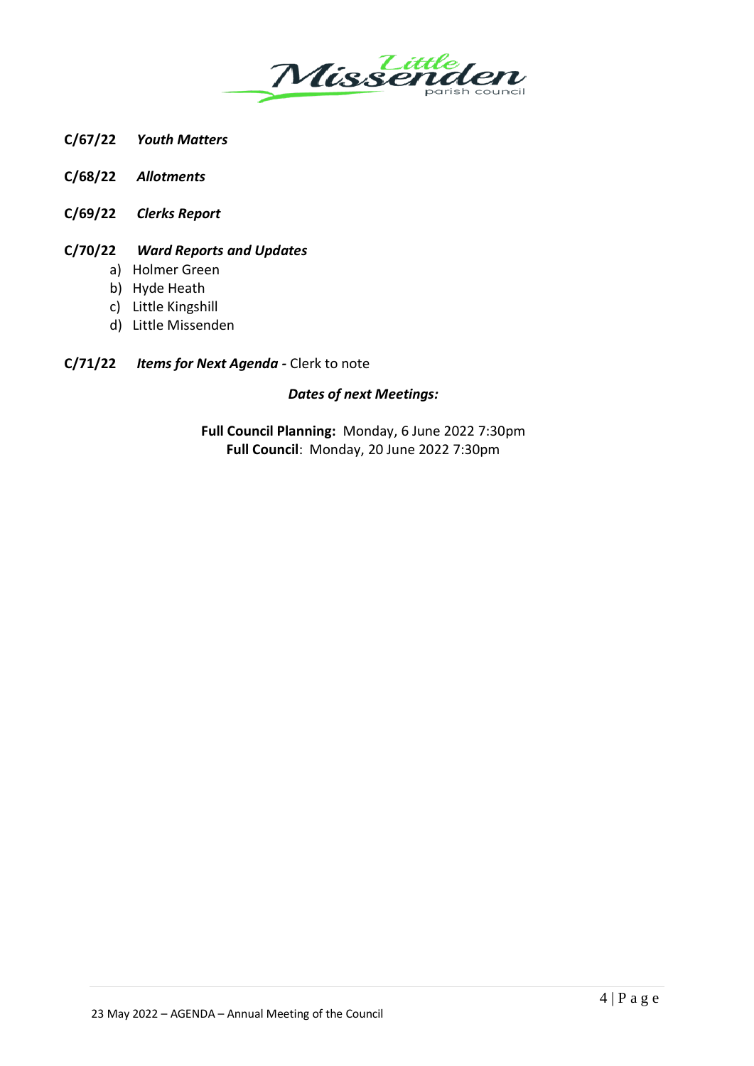**C/67/22** ***Youth Matters***

**C/68/22** ***Allotments***

**C/69/22** ***Clerks Report***

**C/70/22** ***Ward Reports and Updates***

a) Holmer Green
b) Hyde Heath
c) Little Kingshill
d) Little Missenden

**C/71/22** ***Items for Next Agenda* -** Clerk to note

***Dates of next Meetings:***

**Full Council Planning:** Monday, 6 June 2022 7:30pm
**Full Council**: Monday, 20 June 2022 7:30pm